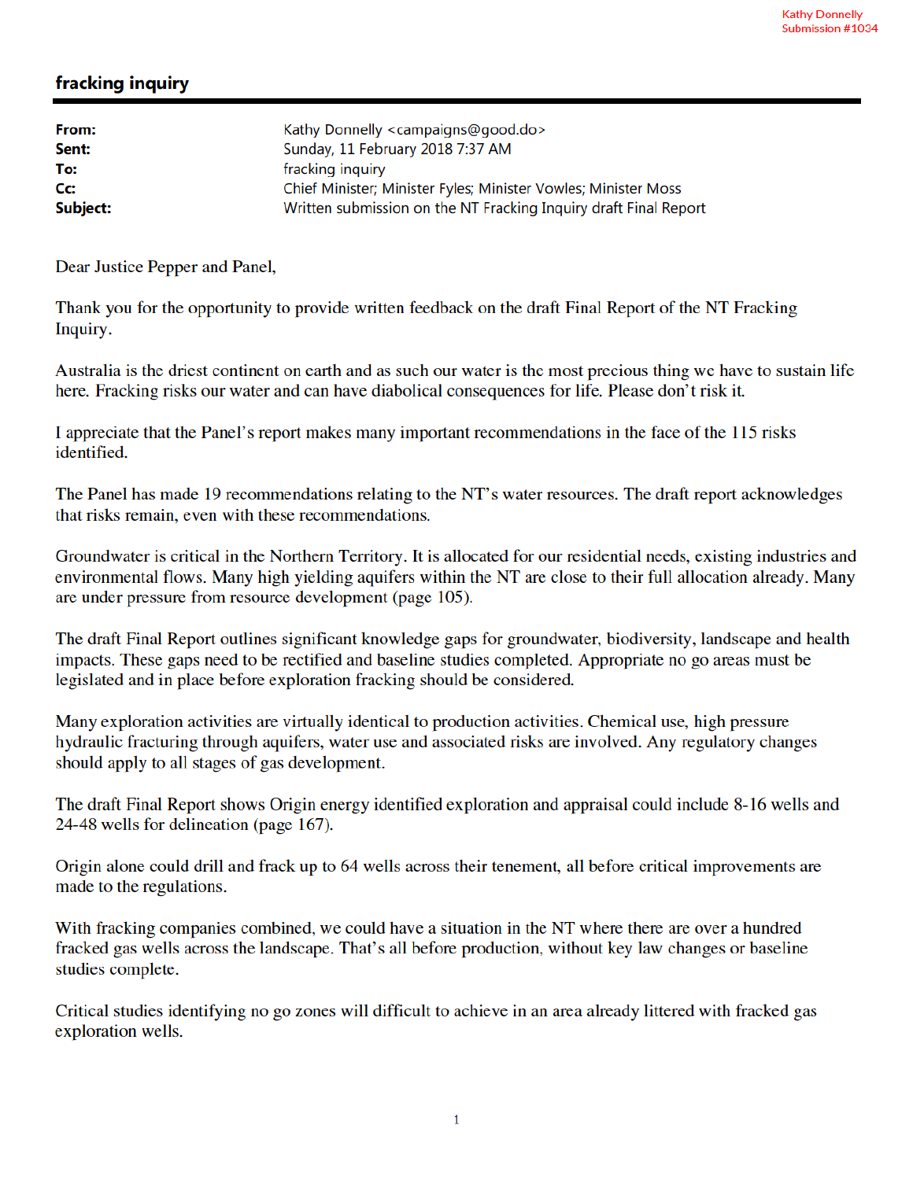Kathy Donnelly
Submission #1034

## fracking inquiry

| | |
|---|---|
| **From:** | Kathy Donnelly <campaigns@good.do> |
| **Sent:** | Sunday, 11 February 2018 7:37 AM |
| **To:** | fracking inquiry |
| **Cc:** | Chief Minister; Minister Fyles; Minister Vowles; Minister Moss |
| **Subject:** | Written submission on the NT Fracking Inquiry draft Final Report |

Dear Justice Pepper and Panel,

Thank you for the opportunity to provide written feedback on the draft Final Report of the NT Fracking Inquiry.

Australia is the driest continent on earth and as such our water is the most precious thing we have to sustain life here. Fracking risks our water and can have diabolical consequences for life. Please don't risk it.

I appreciate that the Panel's report makes many important recommendations in the face of the 115 risks identified.

The Panel has made 19 recommendations relating to the NT's water resources. The draft report acknowledges that risks remain, even with these recommendations.

Groundwater is critical in the Northern Territory. It is allocated for our residential needs, existing industries and environmental flows. Many high yielding aquifers within the NT are close to their full allocation already. Many are under pressure from resource development (page 105).

The draft Final Report outlines significant knowledge gaps for groundwater, biodiversity, landscape and health impacts. These gaps need to be rectified and baseline studies completed. Appropriate no go areas must be legislated and in place before exploration fracking should be considered.

Many exploration activities are virtually identical to production activities. Chemical use, high pressure hydraulic fracturing through aquifers, water use and associated risks are involved. Any regulatory changes should apply to all stages of gas development.

The draft Final Report shows Origin energy identified exploration and appraisal could include 8-16 wells and 24-48 wells for delineation (page 167).

Origin alone could drill and frack up to 64 wells across their tenement, all before critical improvements are made to the regulations.

With fracking companies combined, we could have a situation in the NT where there are over a hundred fracked gas wells across the landscape. That's all before production, without key law changes or baseline studies complete.

Critical studies identifying no go zones will difficult to achieve in an area already littered with fracked gas exploration wells.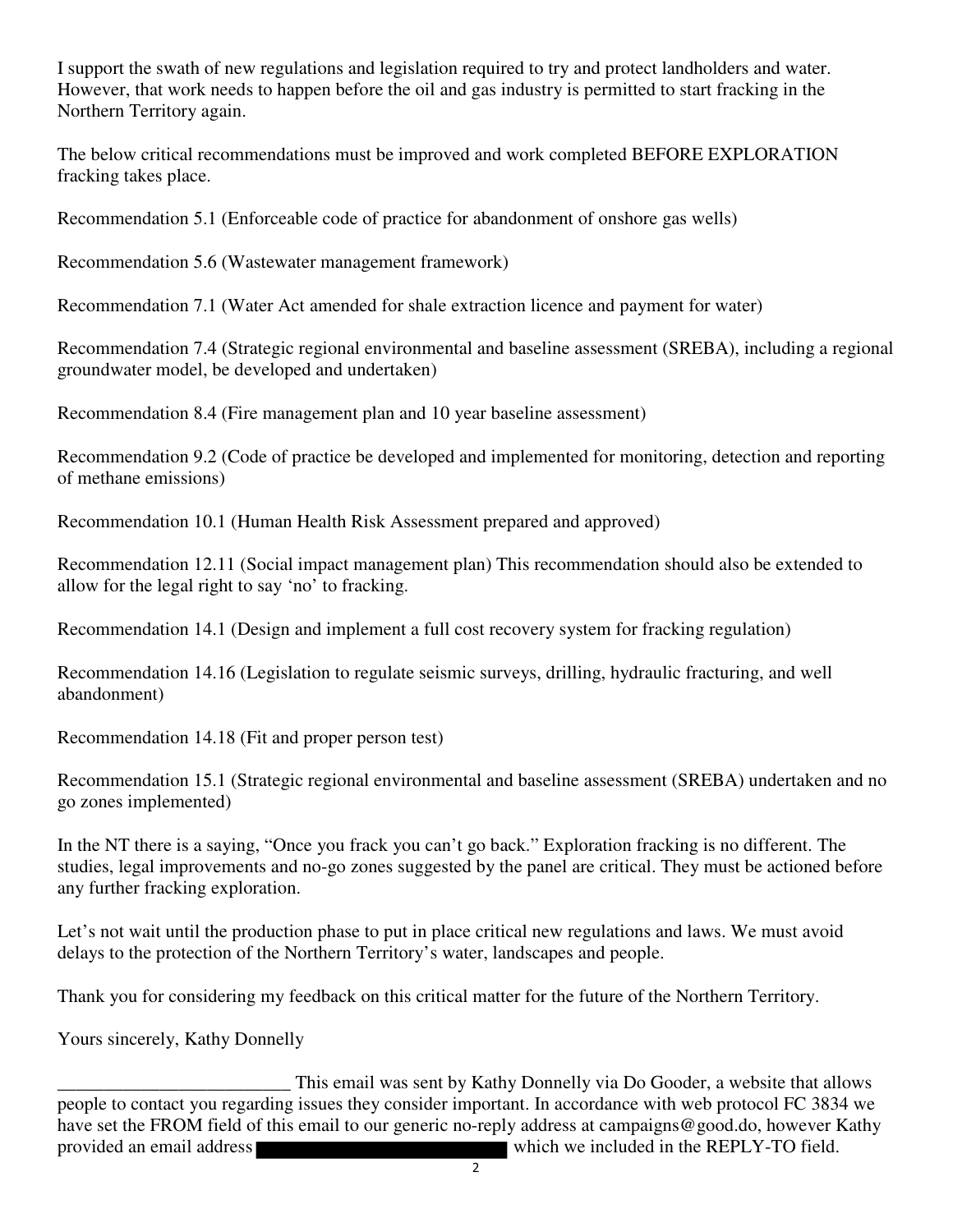I support the swath of new regulations and legislation required to try and protect landholders and water. However, that work needs to happen before the oil and gas industry is permitted to start fracking in the Northern Territory again.

The below critical recommendations must be improved and work completed BEFORE EXPLORATION fracking takes place.

Recommendation 5.1 (Enforceable code of practice for abandonment of onshore gas wells)

Recommendation 5.6 (Wastewater management framework)

Recommendation 7.1 (Water Act amended for shale extraction licence and payment for water)

Recommendation 7.4 (Strategic regional environmental and baseline assessment (SREBA), including a regional groundwater model, be developed and undertaken)

Recommendation 8.4 (Fire management plan and 10 year baseline assessment)

Recommendation 9.2 (Code of practice be developed and implemented for monitoring, detection and reporting of methane emissions)

Recommendation 10.1 (Human Health Risk Assessment prepared and approved)

Recommendation 12.11 (Social impact management plan) This recommendation should also be extended to allow for the legal right to say 'no' to fracking.

Recommendation 14.1 (Design and implement a full cost recovery system for fracking regulation)

Recommendation 14.16 (Legislation to regulate seismic surveys, drilling, hydraulic fracturing, and well abandonment)

Recommendation 14.18 (Fit and proper person test)

Recommendation 15.1 (Strategic regional environmental and baseline assessment (SREBA) undertaken and no go zones implemented)

In the NT there is a saying, "Once you frack you can't go back." Exploration fracking is no different. The studies, legal improvements and no-go zones suggested by the panel are critical. They must be actioned before any further fracking exploration.

Let's not wait until the production phase to put in place critical new regulations and laws. We must avoid delays to the protection of the Northern Territory's water, landscapes and people.

Thank you for considering my feedback on this critical matter for the future of the Northern Territory.

Yours sincerely, Kathy Donnelly

_________________________ This email was sent by Kathy Donnelly via Do Gooder, a website that allows people to contact you regarding issues they consider important. In accordance with web protocol FC 3834 we have set the FROM field of this email to our generic no-reply address at campaigns@good.do, however Kathy provided an email address ████████████████ which we included in the REPLY-TO field.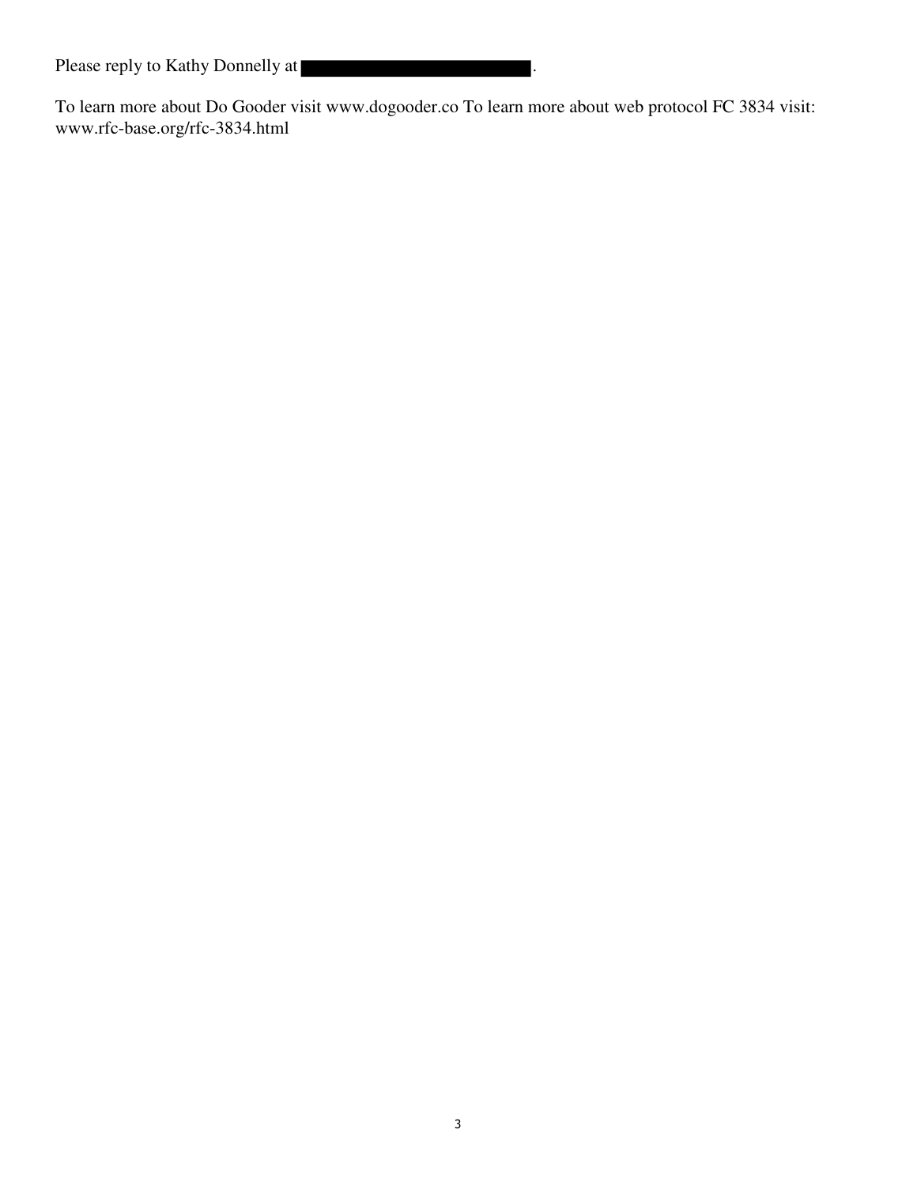Please reply to Kathy Donnelly at ████████████████████.

To learn more about Do Gooder visit www.dogooder.co To learn more about web protocol FC 3834 visit: www.rfc-base.org/rfc-3834.html